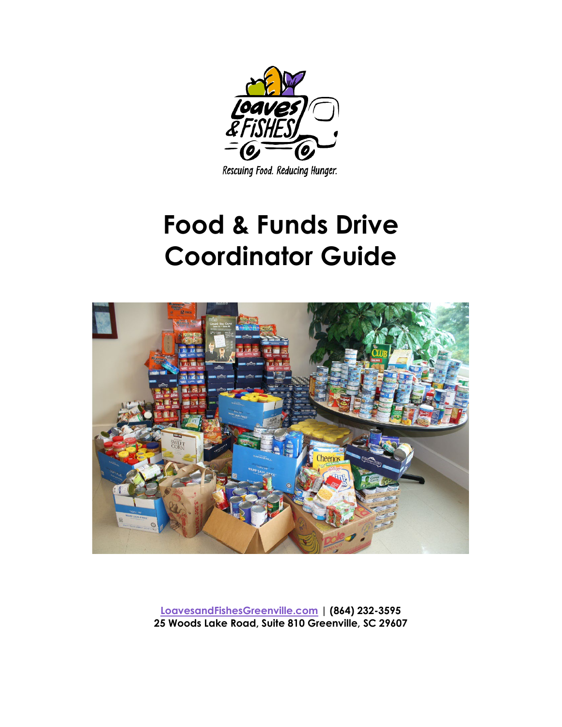Rescuing Food. Reducing Hunger.

# Food & Funds Drive Coordinator Guide

LoavesandFishesGreenville.com | **(864) 232-3595**
**25 Woods Lake Road, Suite 810 Greenville, SC 29607**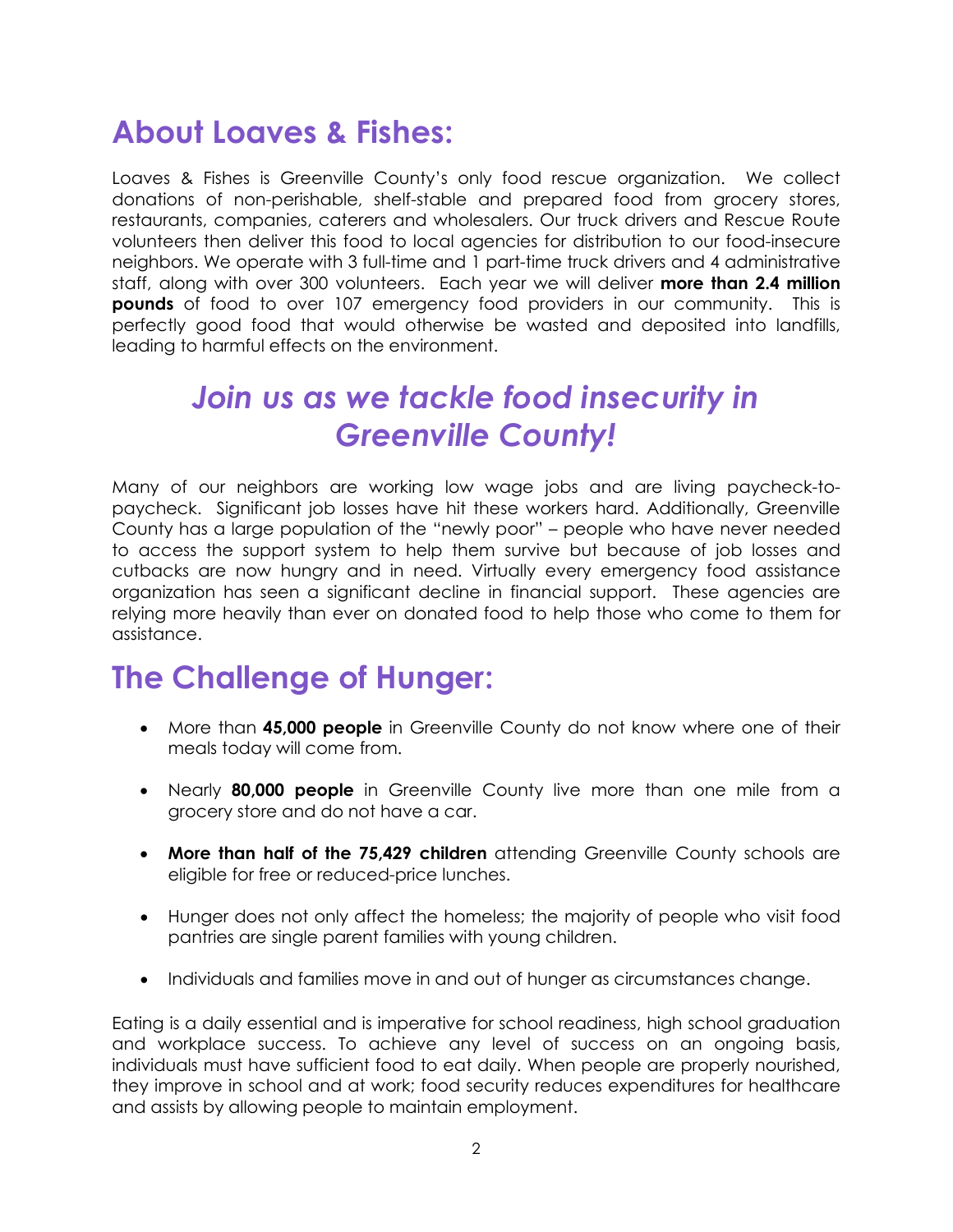## About Loaves & Fishes:

Loaves & Fishes is Greenville County's only food rescue organization. We collect donations of non-perishable, shelf-stable and prepared food from grocery stores, restaurants, companies, caterers and wholesalers. Our truck drivers and Rescue Route volunteers then deliver this food to local agencies for distribution to our food-insecure neighbors. We operate with 3 full-time and 1 part-time truck drivers and 4 administrative staff, along with over 300 volunteers. Each year we will deliver **more than 2.4 million pounds** of food to over 107 emergency food providers in our community. This is perfectly good food that would otherwise be wasted and deposited into landfills, leading to harmful effects on the environment.

## *Join us as we tackle food insecurity in Greenville County!*

Many of our neighbors are working low wage jobs and are living paycheck-to-paycheck. Significant job losses have hit these workers hard. Additionally, Greenville County has a large population of the "newly poor" – people who have never needed to access the support system to help them survive but because of job losses and cutbacks are now hungry and in need. Virtually every emergency food assistance organization has seen a significant decline in financial support. These agencies are relying more heavily than ever on donated food to help those who come to them for assistance.

## The Challenge of Hunger:

- More than **45,000 people** in Greenville County do not know where one of their meals today will come from.
- Nearly **80,000 people** in Greenville County live more than one mile from a grocery store and do not have a car.
- **More than half of the 75,429 children** attending Greenville County schools are eligible for free or reduced-price lunches.
- Hunger does not only affect the homeless; the majority of people who visit food pantries are single parent families with young children.
- Individuals and families move in and out of hunger as circumstances change.

Eating is a daily essential and is imperative for school readiness, high school graduation and workplace success. To achieve any level of success on an ongoing basis, individuals must have sufficient food to eat daily. When people are properly nourished, they improve in school and at work; food security reduces expenditures for healthcare and assists by allowing people to maintain employment.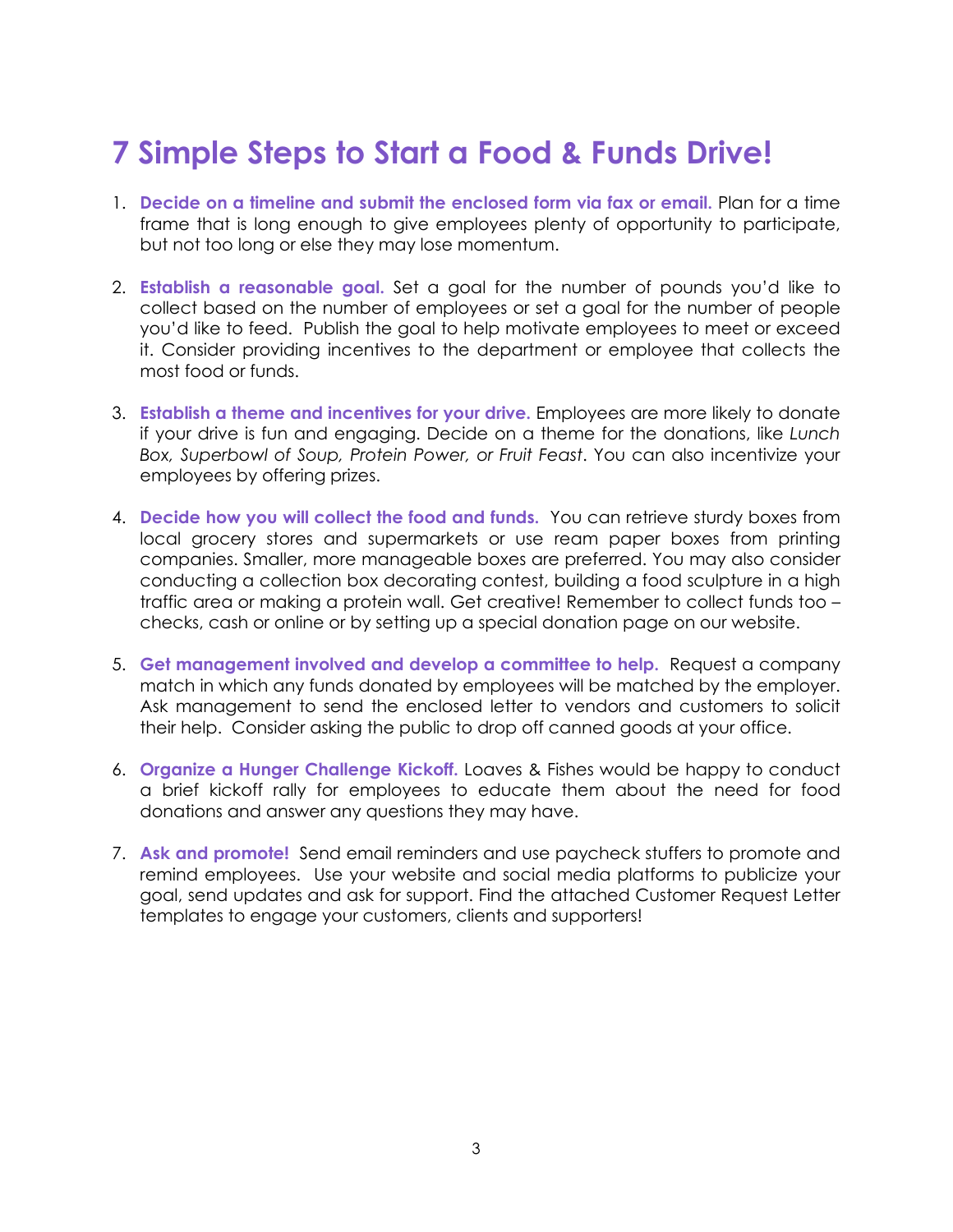# 7 Simple Steps to Start a Food & Funds Drive!

1. **Decide on a timeline and submit the enclosed form via fax or email.** Plan for a time frame that is long enough to give employees plenty of opportunity to participate, but not too long or else they may lose momentum.

2. **Establish a reasonable goal.** Set a goal for the number of pounds you'd like to collect based on the number of employees or set a goal for the number of people you'd like to feed. Publish the goal to help motivate employees to meet or exceed it. Consider providing incentives to the department or employee that collects the most food or funds.

3. **Establish a theme and incentives for your drive.** Employees are more likely to donate if your drive is fun and engaging. Decide on a theme for the donations, like *Lunch Box, Superbowl of Soup, Protein Power, or Fruit Feast*. You can also incentivize your employees by offering prizes.

4. **Decide how you will collect the food and funds.** You can retrieve sturdy boxes from local grocery stores and supermarkets or use ream paper boxes from printing companies. Smaller, more manageable boxes are preferred. You may also consider conducting a collection box decorating contest, building a food sculpture in a high traffic area or making a protein wall. Get creative! Remember to collect funds too – checks, cash or online or by setting up a special donation page on our website.

5. **Get management involved and develop a committee to help.** Request a company match in which any funds donated by employees will be matched by the employer. Ask management to send the enclosed letter to vendors and customers to solicit their help. Consider asking the public to drop off canned goods at your office.

6. **Organize a Hunger Challenge Kickoff.** Loaves & Fishes would be happy to conduct a brief kickoff rally for employees to educate them about the need for food donations and answer any questions they may have.

7. **Ask and promote!** Send email reminders and use paycheck stuffers to promote and remind employees. Use your website and social media platforms to publicize your goal, send updates and ask for support. Find the attached Customer Request Letter templates to engage your customers, clients and supporters!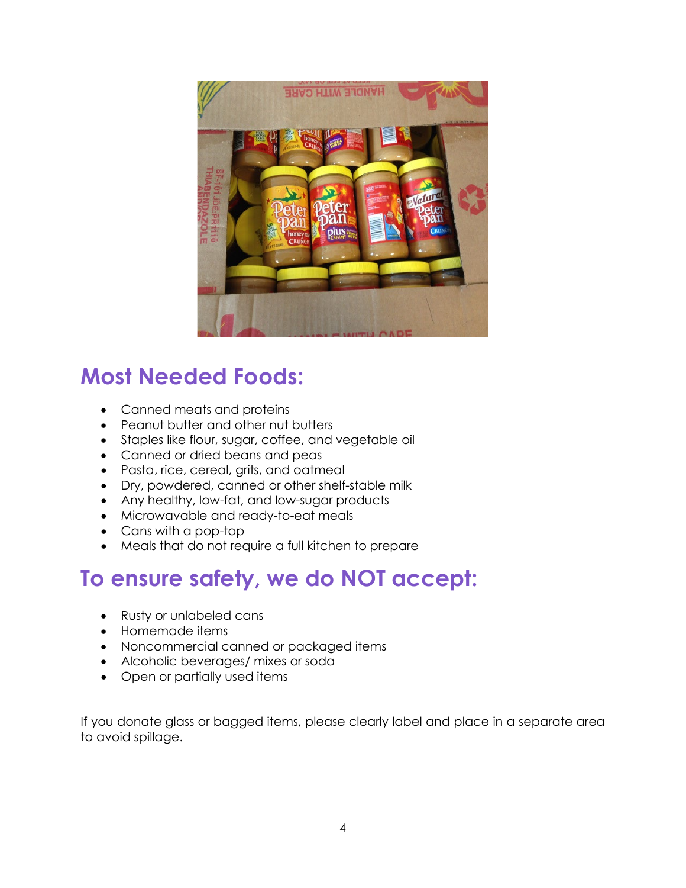## Most Needed Foods:

- Canned meats and proteins
- Peanut butter and other nut butters
- Staples like flour, sugar, coffee, and vegetable oil
- Canned or dried beans and peas
- Pasta, rice, cereal, grits, and oatmeal
- Dry, powdered, canned or other shelf-stable milk
- Any healthy, low-fat, and low-sugar products
- Microwavable and ready-to-eat meals
- Cans with a pop-top
- Meals that do not require a full kitchen to prepare

## To ensure safety, we do NOT accept:

- Rusty or unlabeled cans
- Homemade items
- Noncommercial canned or packaged items
- Alcoholic beverages/ mixes or soda
- Open or partially used items

If you donate glass or bagged items, please clearly label and place in a separate area to avoid spillage.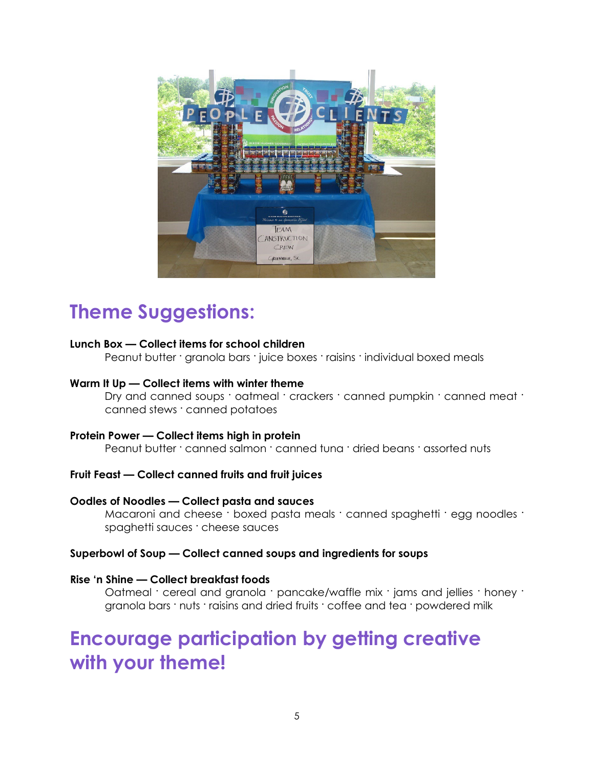## Theme Suggestions:

**Lunch Box — Collect items for school children**

Peanut butter · granola bars · juice boxes · raisins · individual boxed meals

**Warm It Up — Collect items with winter theme**

Dry and canned soups · oatmeal · crackers · canned pumpkin · canned meat · canned stews · canned potatoes

**Protein Power — Collect items high in protein**

Peanut butter · canned salmon · canned tuna · dried beans · assorted nuts

**Fruit Feast — Collect canned fruits and fruit juices**

**Oodles of Noodles — Collect pasta and sauces**

Macaroni and cheese · boxed pasta meals · canned spaghetti · egg noodles · spaghetti sauces · cheese sauces

**Superbowl of Soup — Collect canned soups and ingredients for soups**

**Rise 'n Shine — Collect breakfast foods**

Oatmeal · cereal and granola · pancake/waffle mix · jams and jellies · honey · granola bars · nuts · raisins and dried fruits · coffee and tea · powdered milk

## Encourage participation by getting creative with your theme!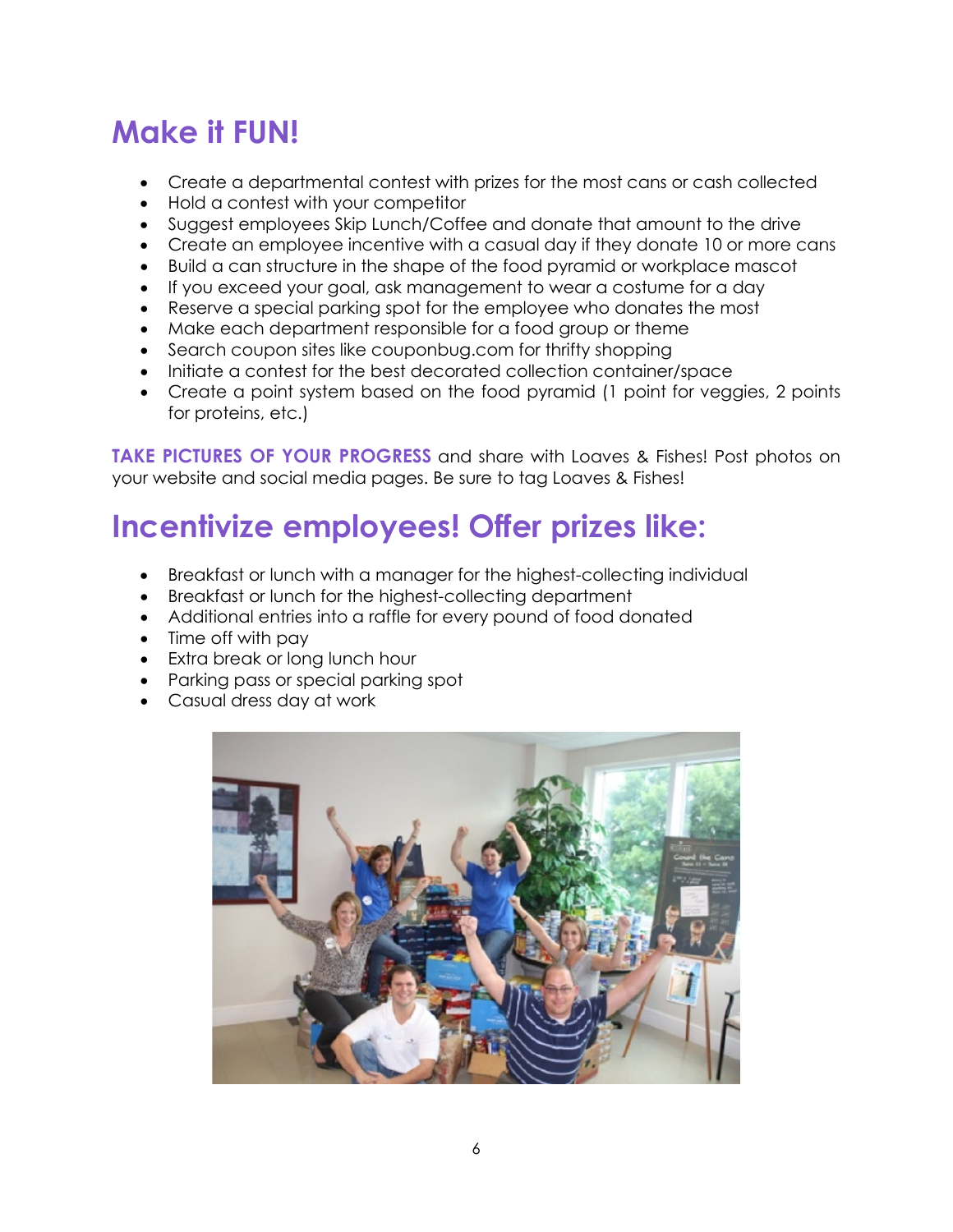# Make it FUN!

- Create a departmental contest with prizes for the most cans or cash collected
- Hold a contest with your competitor
- Suggest employees Skip Lunch/Coffee and donate that amount to the drive
- Create an employee incentive with a casual day if they donate 10 or more cans
- Build a can structure in the shape of the food pyramid or workplace mascot
- If you exceed your goal, ask management to wear a costume for a day
- Reserve a special parking spot for the employee who donates the most
- Make each department responsible for a food group or theme
- Search coupon sites like couponbug.com for thrifty shopping
- Initiate a contest for the best decorated collection container/space
- Create a point system based on the food pyramid (1 point for veggies, 2 points for proteins, etc.)

**TAKE PICTURES OF YOUR PROGRESS** and share with Loaves & Fishes! Post photos on your website and social media pages. Be sure to tag Loaves & Fishes!

# Incentivize employees! Offer prizes like:

- Breakfast or lunch with a manager for the highest-collecting individual
- Breakfast or lunch for the highest-collecting department
- Additional entries into a raffle for every pound of food donated
- Time off with pay
- Extra break or long lunch hour
- Parking pass or special parking spot
- Casual dress day at work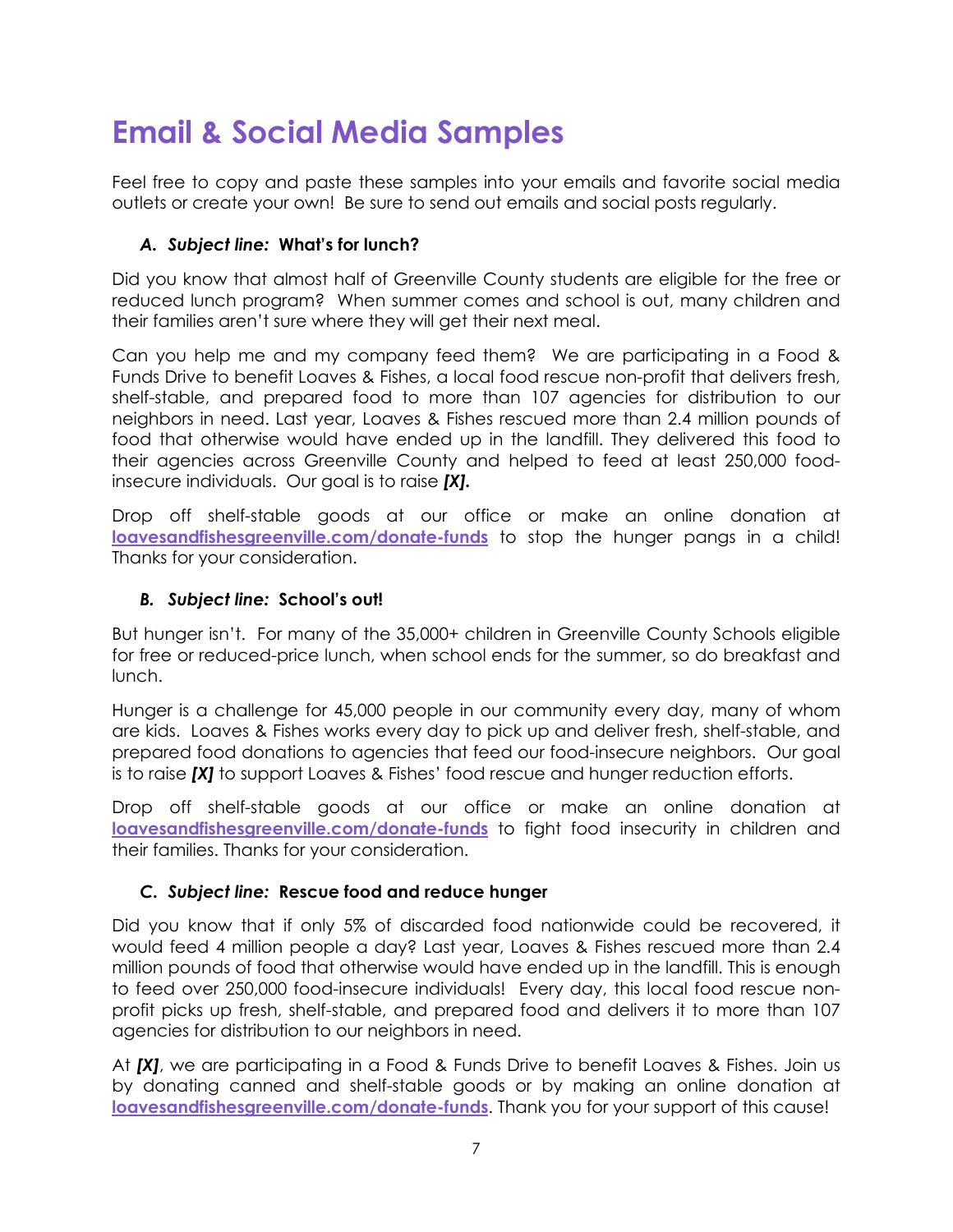# Email & Social Media Samples

Feel free to copy and paste these samples into your emails and favorite social media outlets or create your own! Be sure to send out emails and social posts regularly.

### *A. Subject line:* **What's for lunch?**

Did you know that almost half of Greenville County students are eligible for the free or reduced lunch program? When summer comes and school is out, many children and their families aren't sure where they will get their next meal.

Can you help me and my company feed them? We are participating in a Food & Funds Drive to benefit Loaves & Fishes, a local food rescue non-profit that delivers fresh, shelf-stable, and prepared food to more than 107 agencies for distribution to our neighbors in need. Last year, Loaves & Fishes rescued more than 2.4 million pounds of food that otherwise would have ended up in the landfill. They delivered this food to their agencies across Greenville County and helped to feed at least 250,000 food-insecure individuals. Our goal is to raise ***[X].***

Drop off shelf-stable goods at our office or make an online donation at [loavesandfishesgreenville.com/donate-funds](loavesandfishesgreenville.com/donate-funds) to stop the hunger pangs in a child! Thanks for your consideration.

### *B. Subject line:* **School's out!**

But hunger isn't. For many of the 35,000+ children in Greenville County Schools eligible for free or reduced-price lunch, when school ends for the summer, so do breakfast and lunch.

Hunger is a challenge for 45,000 people in our community every day, many of whom are kids. Loaves & Fishes works every day to pick up and deliver fresh, shelf-stable, and prepared food donations to agencies that feed our food-insecure neighbors. Our goal is to raise ***[X]*** to support Loaves & Fishes' food rescue and hunger reduction efforts.

Drop off shelf-stable goods at our office or make an online donation at [loavesandfishesgreenville.com/donate-funds](loavesandfishesgreenville.com/donate-funds) to fight food insecurity in children and their families. Thanks for your consideration.

### *C. Subject line:* **Rescue food and reduce hunger**

Did you know that if only 5% of discarded food nationwide could be recovered, it would feed 4 million people a day? Last year, Loaves & Fishes rescued more than 2.4 million pounds of food that otherwise would have ended up in the landfill. This is enough to feed over 250,000 food-insecure individuals! Every day, this local food rescue non-profit picks up fresh, shelf-stable, and prepared food and delivers it to more than 107 agencies for distribution to our neighbors in need.

At ***[X]***, we are participating in a Food & Funds Drive to benefit Loaves & Fishes. Join us by donating canned and shelf-stable goods or by making an online donation at [loavesandfishesgreenville.com/donate-funds](loavesandfishesgreenville.com/donate-funds). Thank you for your support of this cause!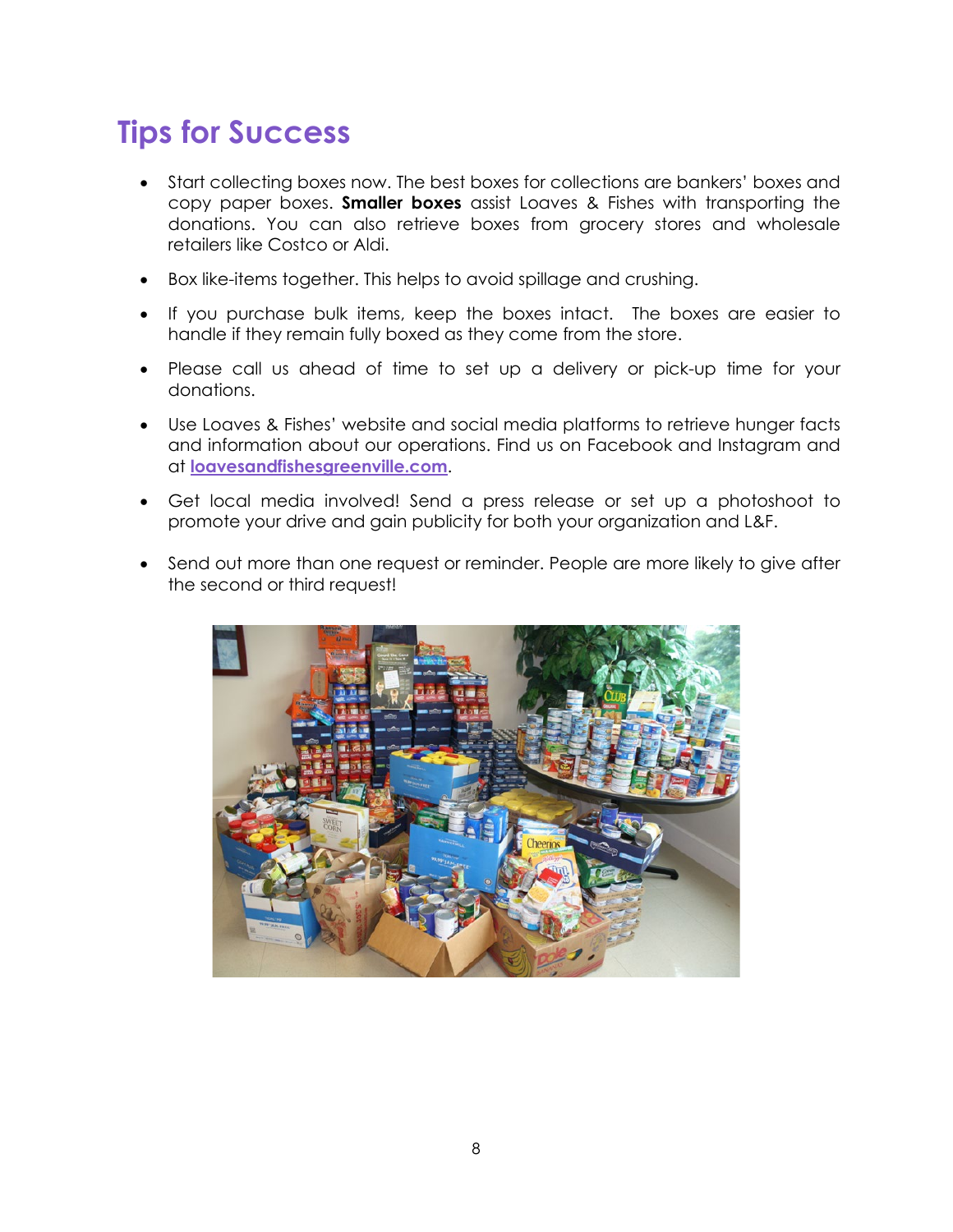# Tips for Success

- Start collecting boxes now. The best boxes for collections are bankers' boxes and copy paper boxes. **Smaller boxes** assist Loaves & Fishes with transporting the donations. You can also retrieve boxes from grocery stores and wholesale retailers like Costco or Aldi.
- Box like-items together. This helps to avoid spillage and crushing.
- If you purchase bulk items, keep the boxes intact. The boxes are easier to handle if they remain fully boxed as they come from the store.
- Please call us ahead of time to set up a delivery or pick-up time for your donations.
- Use Loaves & Fishes' website and social media platforms to retrieve hunger facts and information about our operations. Find us on Facebook and Instagram and at **loavesandfishesgreenville.com**.
- Get local media involved! Send a press release or set up a photoshoot to promote your drive and gain publicity for both your organization and L&F.
- Send out more than one request or reminder. People are more likely to give after the second or third request!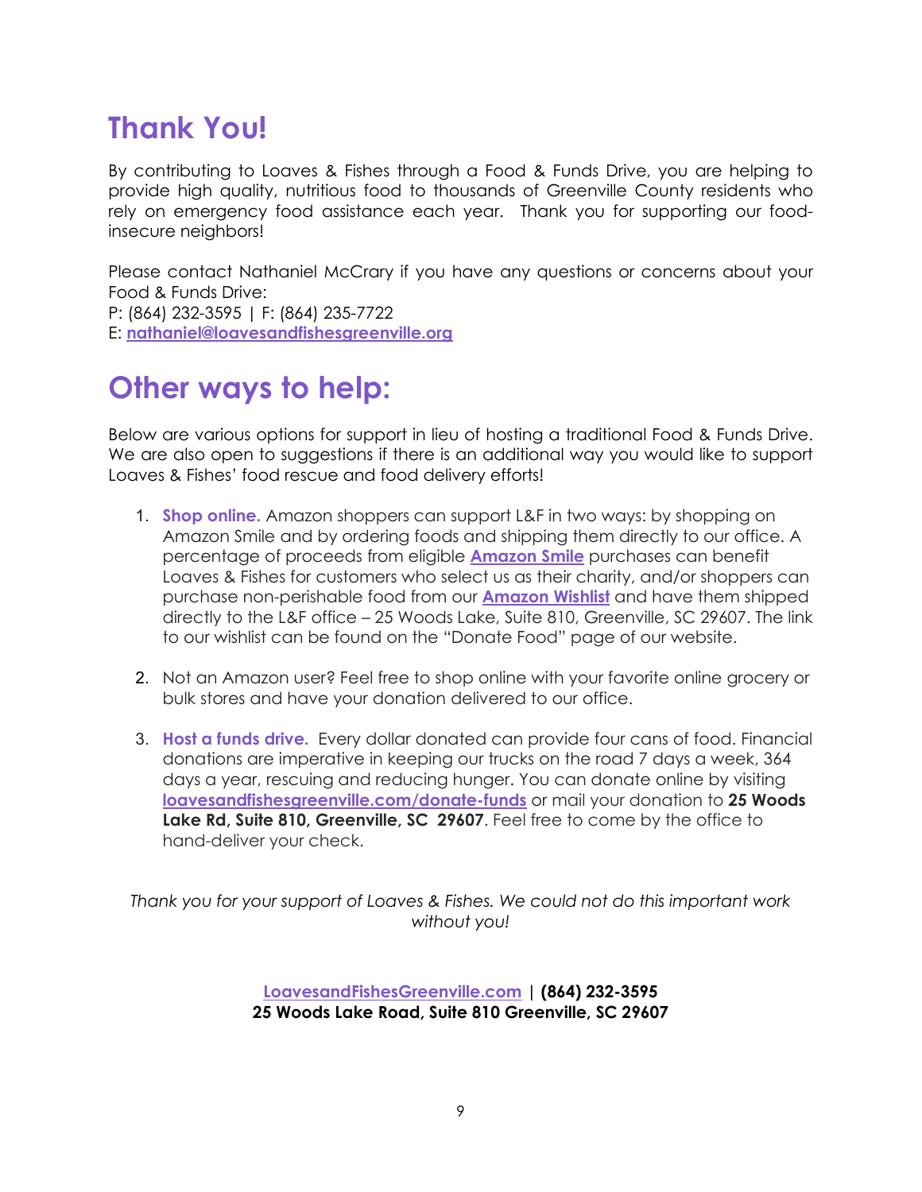# Thank You!

By contributing to Loaves & Fishes through a Food & Funds Drive, you are helping to provide high quality, nutritious food to thousands of Greenville County residents who rely on emergency food assistance each year. Thank you for supporting our food-insecure neighbors!

Please contact Nathaniel McCrary if you have any questions or concerns about your Food & Funds Drive:
P: (864) 232-3595 | F: (864) 235-7722
E: **nathaniel@loavesandfishesgreenville.org**

# Other ways to help:

Below are various options for support in lieu of hosting a traditional Food & Funds Drive. We are also open to suggestions if there is an additional way you would like to support Loaves & Fishes' food rescue and food delivery efforts!

1. **Shop online.** Amazon shoppers can support L&F in two ways: by shopping on Amazon Smile and by ordering foods and shipping them directly to our office. A percentage of proceeds from eligible **Amazon Smile** purchases can benefit Loaves & Fishes for customers who select us as their charity, and/or shoppers can purchase non-perishable food from our **Amazon Wishlist** and have them shipped directly to the L&F office – 25 Woods Lake, Suite 810, Greenville, SC 29607. The link to our wishlist can be found on the "Donate Food" page of our website.

2. Not an Amazon user? Feel free to shop online with your favorite online grocery or bulk stores and have your donation delivered to our office.

3. **Host a funds drive.** Every dollar donated can provide four cans of food. Financial donations are imperative in keeping our trucks on the road 7 days a week, 364 days a year, rescuing and reducing hunger. You can donate online by visiting **loavesandfishesgreenville.com/donate-funds** or mail your donation to **25 Woods Lake Rd, Suite 810, Greenville, SC 29607**. Feel free to come by the office to hand-deliver your check.

*Thank you for your support of Loaves & Fishes. We could not do this important work without you!*

**LoavesandFishesGreenville.com** | **(864) 232-3595**
**25 Woods Lake Road, Suite 810 Greenville, SC 29607**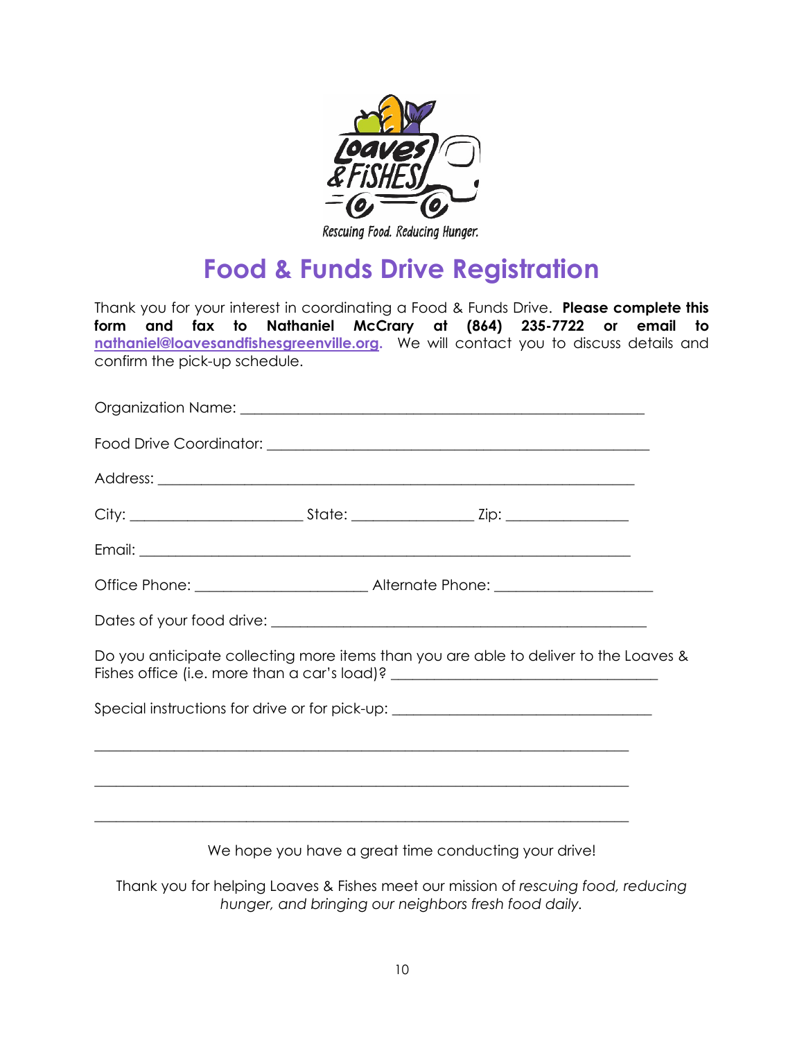Rescuing Food. Reducing Hunger.

# Food & Funds Drive Registration

Thank you for your interest in coordinating a Food & Funds Drive. **Please complete this form and fax to Nathaniel McCrary at (864) 235-7722 or email to [nathaniel@loavesandfishesgreenville.org](mailto:nathaniel@loavesandfishesgreenville.org).** We will contact you to discuss details and confirm the pick-up schedule.

Organization Name: _______________________________________________

Food Drive Coordinator: ___________________________________________

Address: _______________________________________________________

City: ____________________ State: ______________ Zip: ______________

Email: _________________________________________________________

Office Phone: ____________________ Alternate Phone: __________________

Dates of your food drive: __________________________________________

Do you anticipate collecting more items than you are able to deliver to the Loaves & Fishes office (i.e. more than a car's load)? ______________________________

Special instructions for drive or for pick-up: _____________________________

_____________________________________________________________

_____________________________________________________________

_____________________________________________________________

We hope you have a great time conducting your drive!

Thank you for helping Loaves & Fishes meet our mission of *rescuing food, reducing hunger, and bringing our neighbors fresh food daily.*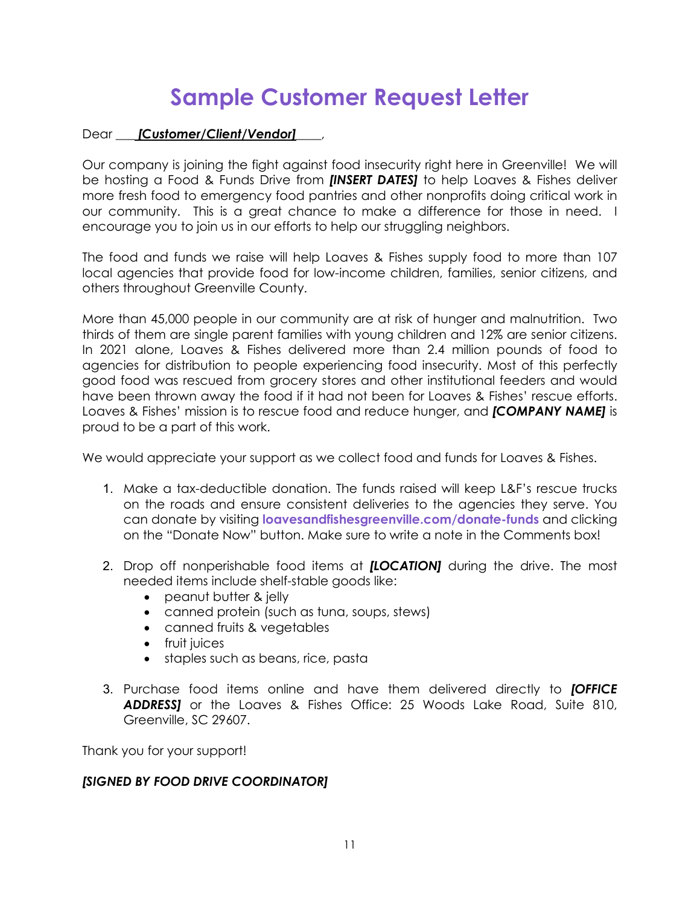# Sample Customer Request Letter

Dear ___***[Customer/Client/Vendor]***____,

Our company is joining the fight against food insecurity right here in Greenville! We will be hosting a Food & Funds Drive from ***[INSERT DATES]*** to help Loaves & Fishes deliver more fresh food to emergency food pantries and other nonprofits doing critical work in our community. This is a great chance to make a difference for those in need. I encourage you to join us in our efforts to help our struggling neighbors.

The food and funds we raise will help Loaves & Fishes supply food to more than 107 local agencies that provide food for low-income children, families, senior citizens, and others throughout Greenville County.

More than 45,000 people in our community are at risk of hunger and malnutrition. Two thirds of them are single parent families with young children and 12% are senior citizens. In 2021 alone, Loaves & Fishes delivered more than 2.4 million pounds of food to agencies for distribution to people experiencing food insecurity. Most of this perfectly good food was rescued from grocery stores and other institutional feeders and would have been thrown away the food if it had not been for Loaves & Fishes' rescue efforts. Loaves & Fishes' mission is to rescue food and reduce hunger, and ***[COMPANY NAME]*** is proud to be a part of this work.

We would appreciate your support as we collect food and funds for Loaves & Fishes.

1. Make a tax-deductible donation. The funds raised will keep L&F's rescue trucks on the roads and ensure consistent deliveries to the agencies they serve. You can donate by visiting **loavesandfishesgreenville.com/donate-funds** and clicking on the "Donate Now" button. Make sure to write a note in the Comments box!

2. Drop off nonperishable food items at ***[LOCATION]*** during the drive. The most needed items include shelf-stable goods like:
   - peanut butter & jelly
   - canned protein (such as tuna, soups, stews)
   - canned fruits & vegetables
   - fruit juices
   - staples such as beans, rice, pasta

3. Purchase food items online and have them delivered directly to ***[OFFICE ADDRESS]*** or the Loaves & Fishes Office: 25 Woods Lake Road, Suite 810, Greenville, SC 29607.

Thank you for your support!

***[SIGNED BY FOOD DRIVE COORDINATOR]***